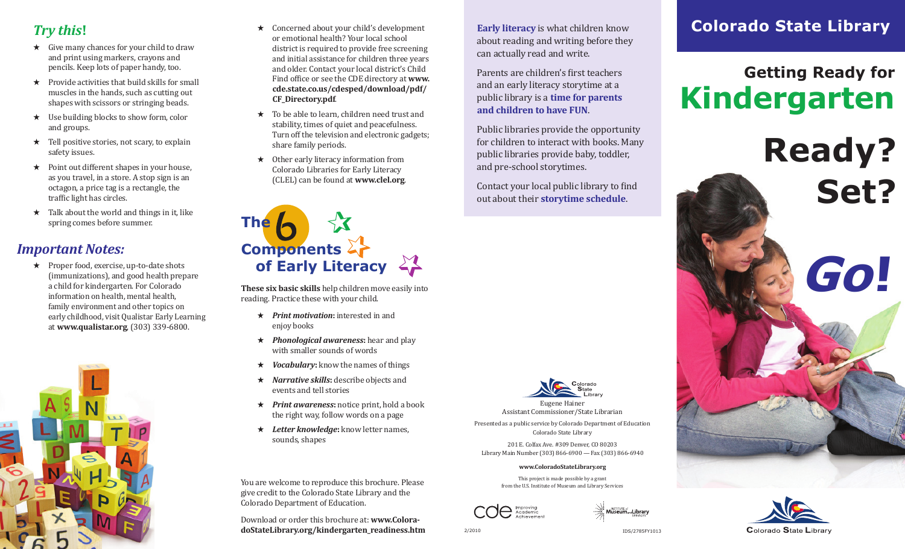## Try this!

- ★ Give many chances for your child to draw and print using markers, crayons and pencils. Keep lots of paper handy, too.
- ★ Provide activities that build skills for small muscles in the hands, such as cutting out shapes with scissors or stringing beads.
- ★ Use building blocks to show form, color and groups.
- ★ Tell positive stories, not scary, to explain safety issues.
- ★ Point out different shapes in your house, as you travel, in a store. A stop sign is an octagon, a price tag is a rectangle, the traffic light has circles.
- ★ Talk about the world and things in it, like spring comes before summer.

## Important Notes:

- ★ Proper food, exercise, up-to-date shots (immunizations), and good health prepare a child for kindergarten. For Colorado information on health, mental health, family environment and other topics on early childhood, visit Qualistar Early Learning at **www.qualistar.org**, (303) 339-6800.
- ★ Concerned about your child's development or emotional health? Your local school district is required to provide free screening and initial assistance for children three years and older. Contact your local district's Child Find office or see the CDE directory at **www.cde.state.co.us/cdesped/download/pdf/CF_Directory.pdf**.
- ★ To be able to learn, children need trust and stability, times of quiet and peacefulness. Turn off the television and electronic gadgets; share family periods.
- ★ Other early literacy information from Colorado Libraries for Early Literacy (CLEL) can be found at **www.clel.org**.

## The 6 Components of Early Literacy

**These six basic skills** help children move easily into reading. Practice these with your child.

- ★ ***Print motivation*:** interested in and enjoy books
- ★ ***Phonological awareness*:** hear and play with smaller sounds of words
- ★ ***Vocabulary*:** know the names of things
- ★ ***Narrative skills*:** describe objects and events and tell stories
- ★ ***Print awareness*:** notice print, hold a book the right way, follow words on a page
- ★ ***Letter knowledge*:** know letter names, sounds, shapes

You are welcome to reproduce this brochure. Please give credit to the Colorado State Library and the Colorado Department of Education.

Download or order this brochure at: **www.ColoradoStateLibrary.org/kindergarten_readiness.htm**

**Early literacy** is what children know about reading and writing before they can actually read and write.

Parents are children's first teachers and an early literacy storytime at a public library is a **time for parents and children to have FUN**.

Public libraries provide the opportunity for children to interact with books. Many public libraries provide baby, toddler, and pre-school storytimes.

Contact your local public library to find out about their **storytime schedule**.

Colorado State Library

Eugene Hainer
Assistant Commissioner/State Librarian

Presented as a public service by Colorado Department of Education
Colorado State Library

201 E. Colfax Ave. #309 Denver, CO 80203
Library Main Number (303) 866-6900 — Fax (303) 866-6940

**www.ColoradoStateLibrary.org**

This project is made possible by a grant from the U.S. Institute of Museum and Library Services

cde Improving Academic Achievement

Institute of Museum and Library Services

2/2010

IDS/2785FY1013

# Colorado State Library

## Getting Ready for Kindergarten

# Ready? Set? Go!

Colorado State Library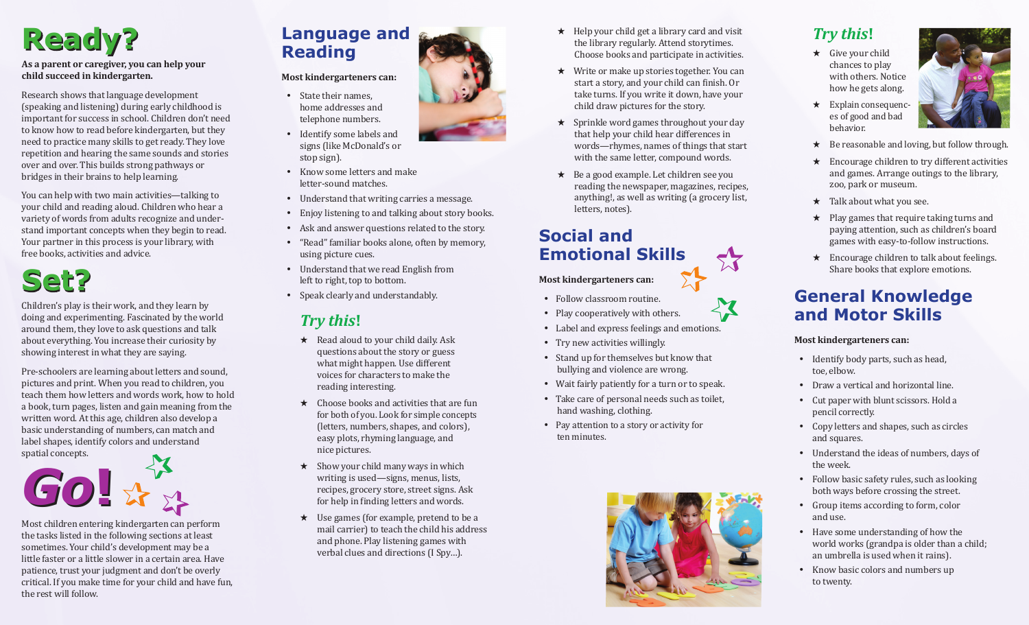# Ready?

**As a parent or caregiver, you can help your child succeed in kindergarten.**

Research shows that language development (speaking and listening) during early childhood is important for success in school. Children don't need to know how to read before kindergarten, but they need to practice many skills to get ready. They love repetition and hearing the same sounds and stories over and over. This builds strong pathways or bridges in their brains to help learning.

You can help with two main activities—talking to your child and reading aloud. Children who hear a variety of words from adults recognize and understand important concepts when they begin to read. Your partner in this process is your library, with free books, activities and advice.

# Set?

Children's play is their work, and they learn by doing and experimenting. Fascinated by the world around them, they love to ask questions and talk about everything. You increase their curiosity by showing interest in what they are saying.

Pre-schoolers are learning about letters and sound, pictures and print. When you read to children, you teach them how letters and words work, how to hold a book, turn pages, listen and gain meaning from the written word. At this age, children also develop a basic understanding of numbers, can match and label shapes, identify colors and understand spatial concepts.

# Go!

Most children entering kindergarten can perform the tasks listed in the following sections at least sometimes. Your child's development may be a little faster or a little slower in a certain area. Have patience, trust your judgment and don't be overly critical. If you make time for your child and have fun, the rest will follow.

## Language and Reading

**Most kindergarteners can:**

- State their names, home addresses and telephone numbers.
- Identify some labels and signs (like McDonald's or stop sign).
- Know some letters and make letter-sound matches.
- Understand that writing carries a message.
- Enjoy listening to and talking about story books.
- Ask and answer questions related to the story.
- "Read" familiar books alone, often by memory, using picture cues.
- Understand that we read English from left to right, top to bottom.
- Speak clearly and understandably.

### *Try this!*

- ★ Read aloud to your child daily. Ask questions about the story or guess what might happen. Use different voices for characters to make the reading interesting.
- ★ Choose books and activities that are fun for both of you. Look for simple concepts (letters, numbers, shapes, and colors), easy plots, rhyming language, and nice pictures.
- ★ Show your child many ways in which writing is used—signs, menus, lists, recipes, grocery store, street signs. Ask for help in finding letters and words.
- ★ Use games (for example, pretend to be a mail carrier) to teach the child his address and phone. Play listening games with verbal clues and directions (I Spy…).
- ★ Help your child get a library card and visit the library regularly. Attend storytimes. Choose books and participate in activities.
- ★ Write or make up stories together. You can start a story, and your child can finish. Or take turns. If you write it down, have your child draw pictures for the story.
- ★ Sprinkle word games throughout your day that help your child hear differences in words—rhymes, names of things that start with the same letter, compound words.
- ★ Be a good example. Let children see you reading the newspaper, magazines, recipes, anything!, as well as writing (a grocery list, letters, notes).

## Social and Emotional Skills

**Most kindergarteners can:**

- Follow classroom routine.
- Play cooperatively with others.
- Label and express feelings and emotions.
- Try new activities willingly.
- Stand up for themselves but know that bullying and violence are wrong.
- Wait fairly patiently for a turn or to speak.
- Take care of personal needs such as toilet, hand washing, clothing.
- Pay attention to a story or activity for ten minutes.

### *Try this!*

- ★ Give your child chances to play with others. Notice how he gets along.
- ★ Explain consequences of good and bad behavior.
- ★ Be reasonable and loving, but follow through.
- ★ Encourage children to try different activities and games. Arrange outings to the library, zoo, park or museum.
- ★ Talk about what you see.
- ★ Play games that require taking turns and paying attention, such as children's board games with easy-to-follow instructions.
- ★ Encourage children to talk about feelings. Share books that explore emotions.

## General Knowledge and Motor Skills

**Most kindergarteners can:**

- Identify body parts, such as head, toe, elbow.
- Draw a vertical and horizontal line.
- Cut paper with blunt scissors. Hold a pencil correctly.
- Copy letters and shapes, such as circles and squares.
- Understand the ideas of numbers, days of the week.
- Follow basic safety rules, such as looking both ways before crossing the street.
- Group items according to form, color and use.
- Have some understanding of how the world works (grandpa is older than a child; an umbrella is used when it rains).
- Know basic colors and numbers up to twenty.